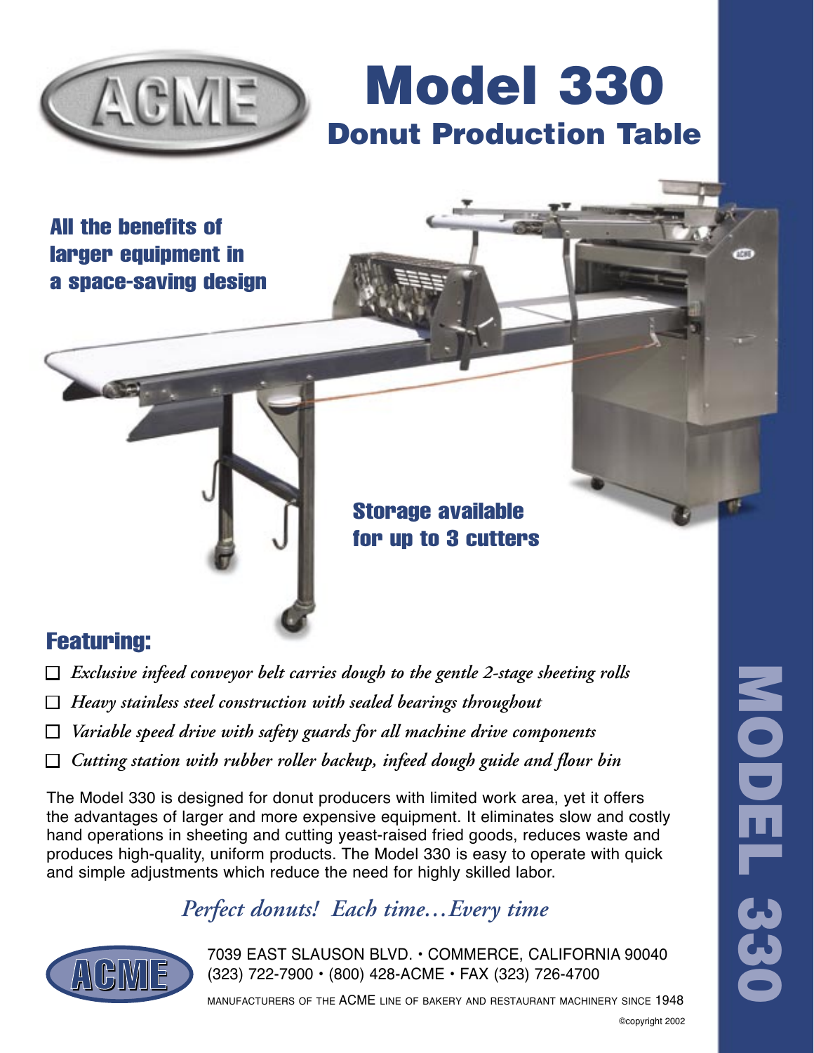# Model 330

## Donut Production Table

**All the benefits of larger equipment in a space-saving design**

**Storage available for up to 3 cutters**

## Featuring:

- ☐ *Exclusive infeed conveyor belt carries dough to the gentle 2-stage sheeting rolls*
- ☐ *Heavy stainless steel construction with sealed bearings throughout*
- ☐ *Variable speed drive with safety guards for all machine drive components*
- ☐ *Cutting station with rubber roller backup, infeed dough guide and flour bin*

The Model 330 is designed for donut producers with limited work area, yet it offers the advantages of larger and more expensive equipment. It eliminates slow and costly hand operations in sheeting and cutting yeast-raised fried goods, reduces waste and produces high-quality, uniform products. The Model 330 is easy to operate with quick and simple adjustments which reduce the need for highly skilled labor.

*Perfect donuts! Each time…Every time*

ACME

7039 EAST SLAUSON BLVD. • COMMERCE, CALIFORNIA 90040
(323) 722-7900 • (800) 428-ACME • FAX (323) 726-4700

MANUFACTURERS OF THE ACME LINE OF BAKERY AND RESTAURANT MACHINERY SINCE 1948

©copyright 2002

MODEL 330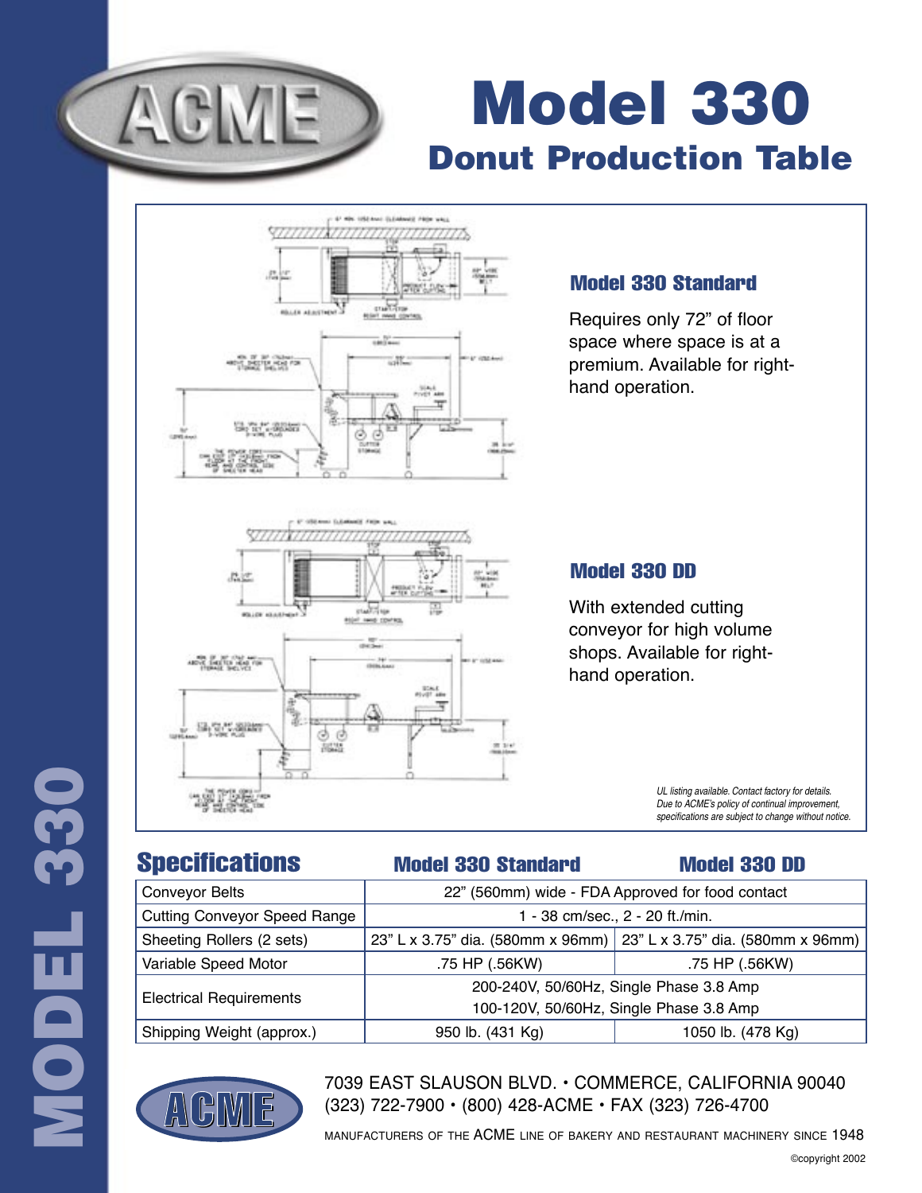# Model 330

## Donut Production Table

### Model 330 Standard

Requires only 72" of floor space where space is at a premium. Available for right-hand operation.

### Model 330 DD

With extended cutting conveyor for high volume shops. Available for right-hand operation.

*UL listing available. Contact factory for details.*
*Due to ACME's policy of continual improvement, specifications are subject to change without notice.*

## Specifications

| Specifications | Model 330 Standard | Model 330 DD |
|---|---|---|
| Conveyor Belts | 22" (560mm) wide - FDA Approved for food contact | |
| Cutting Conveyor Speed Range | 1 - 38 cm/sec., 2 - 20 ft./min. | |
| Sheeting Rollers (2 sets) | 23" L x 3.75" dia. (580mm x 96mm) | 23" L x 3.75" dia. (580mm x 96mm) |
| Variable Speed Motor | .75 HP (.56KW) | .75 HP (.56KW) |
| Electrical Requirements | 200-240V, 50/60Hz, Single Phase 3.8 Amp<br>100-120V, 50/60Hz, Single Phase 3.8 Amp | |
| Shipping Weight (approx.) | 950 lb. (431 Kg) | 1050 lb. (478 Kg) |

ACME

7039 EAST SLAUSON BLVD. • COMMERCE, CALIFORNIA 90040
(323) 722-7900 • (800) 428-ACME • FAX (323) 726-4700

MANUFACTURERS OF THE ACME LINE OF BAKERY AND RESTAURANT MACHINERY SINCE 1948

©copyright 2002